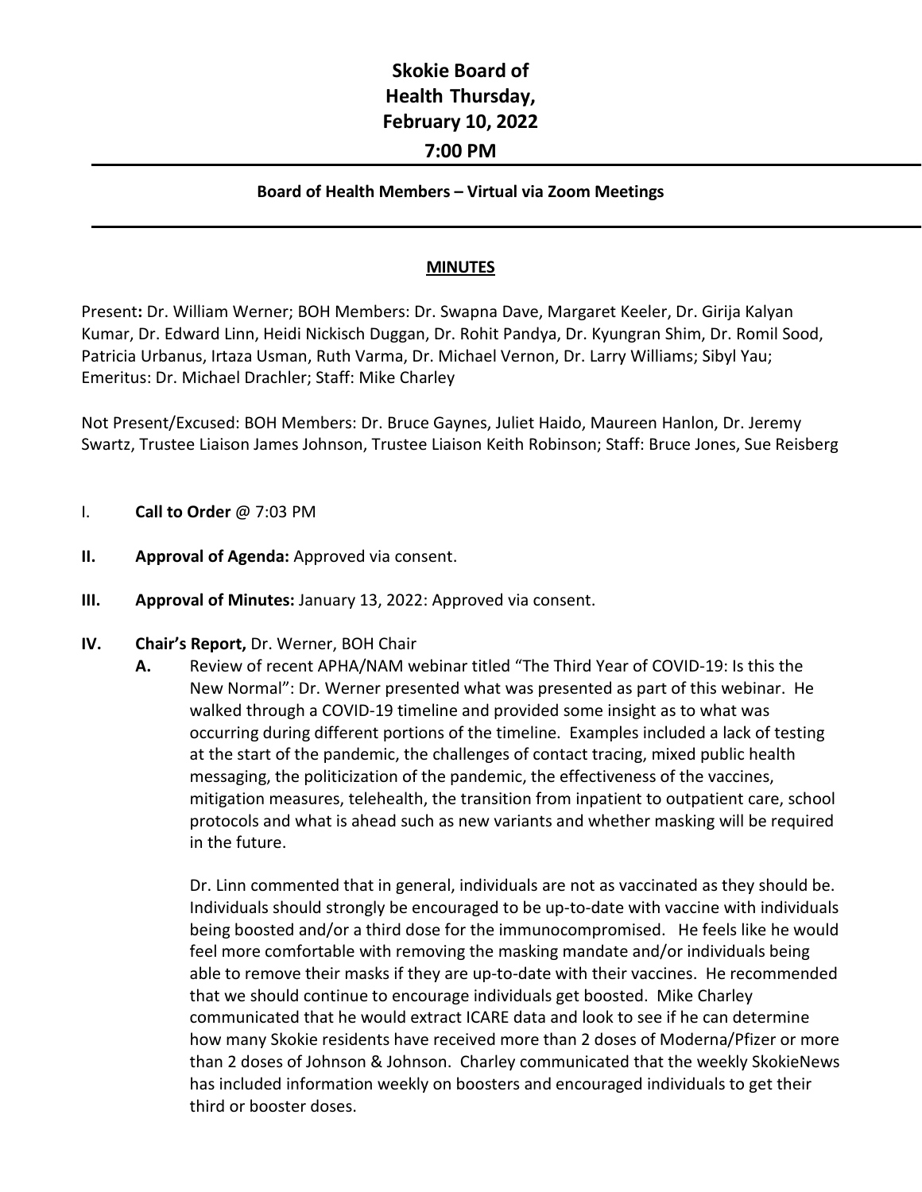# Skokie Board of Health Thursday, February 10, 2022

## 7:00 PM

---

**Board of Health Members – Virtual via Zoom Meetings**

---

**MINUTES**

Present**:** Dr. William Werner; BOH Members: Dr. Swapna Dave, Margaret Keeler, Dr. Girija Kalyan Kumar, Dr. Edward Linn, Heidi Nickisch Duggan, Dr. Rohit Pandya, Dr. Kyungran Shim, Dr. Romil Sood, Patricia Urbanus, Irtaza Usman, Ruth Varma, Dr. Michael Vernon, Dr. Larry Williams; Sibyl Yau; Emeritus: Dr. Michael Drachler; Staff: Mike Charley

Not Present/Excused: BOH Members: Dr. Bruce Gaynes, Juliet Haido, Maureen Hanlon, Dr. Jeremy Swartz, Trustee Liaison James Johnson, Trustee Liaison Keith Robinson; Staff: Bruce Jones, Sue Reisberg

I. **Call to Order** @ 7:03 PM

**II. Approval of Agenda:** Approved via consent.

**III. Approval of Minutes:** January 13, 2022: Approved via consent.

**IV. Chair's Report,** Dr. Werner, BOH Chair

**A.** Review of recent APHA/NAM webinar titled "The Third Year of COVID-19: Is this the New Normal": Dr. Werner presented what was presented as part of this webinar. He walked through a COVID-19 timeline and provided some insight as to what was occurring during different portions of the timeline. Examples included a lack of testing at the start of the pandemic, the challenges of contact tracing, mixed public health messaging, the politicization of the pandemic, the effectiveness of the vaccines, mitigation measures, telehealth, the transition from inpatient to outpatient care, school protocols and what is ahead such as new variants and whether masking will be required in the future.

Dr. Linn commented that in general, individuals are not as vaccinated as they should be. Individuals should strongly be encouraged to be up-to-date with vaccine with individuals being boosted and/or a third dose for the immunocompromised. He feels like he would feel more comfortable with removing the masking mandate and/or individuals being able to remove their masks if they are up-to-date with their vaccines. He recommended that we should continue to encourage individuals get boosted. Mike Charley communicated that he would extract ICARE data and look to see if he can determine how many Skokie residents have received more than 2 doses of Moderna/Pfizer or more than 2 doses of Johnson & Johnson. Charley communicated that the weekly SkokieNews has included information weekly on boosters and encouraged individuals to get their third or booster doses.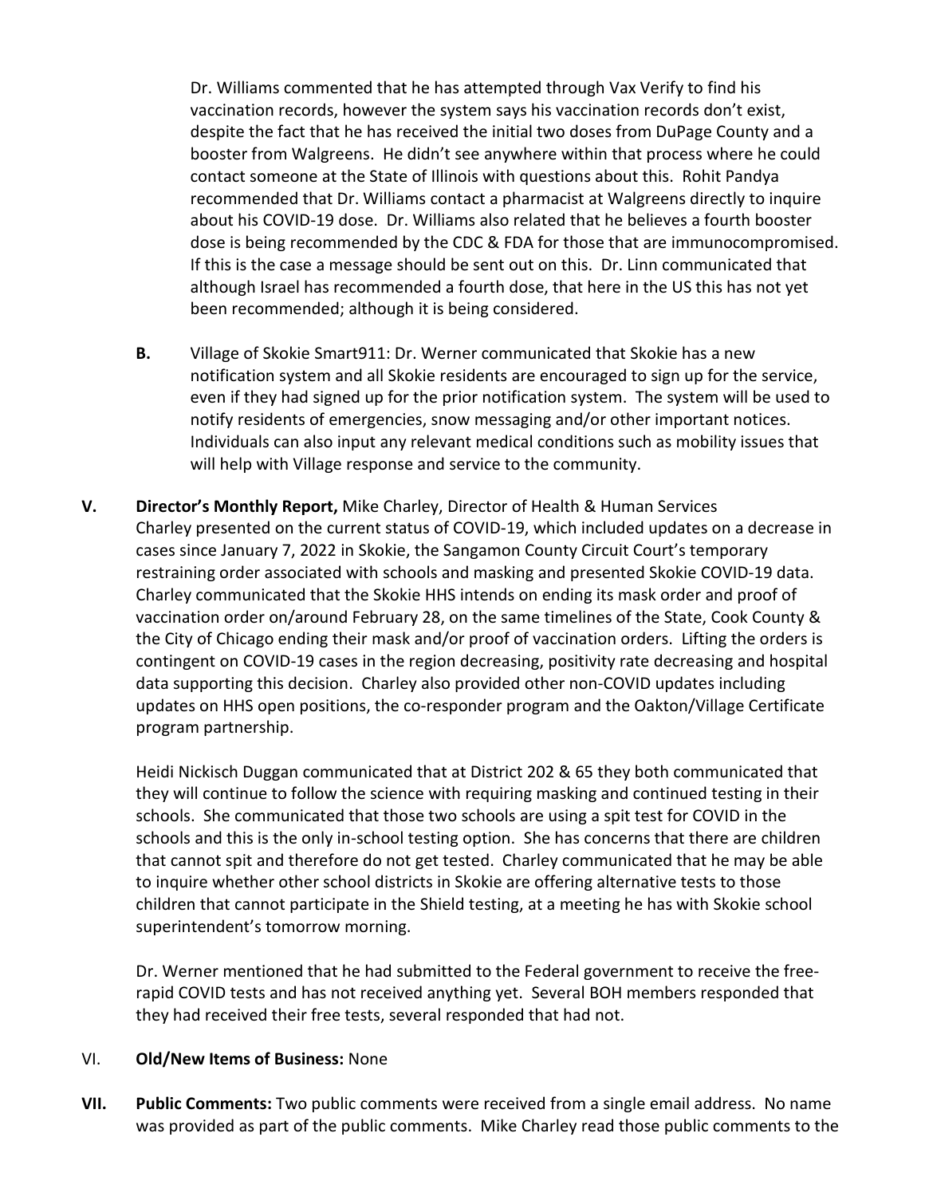Dr. Williams commented that he has attempted through Vax Verify to find his vaccination records, however the system says his vaccination records don't exist, despite the fact that he has received the initial two doses from DuPage County and a booster from Walgreens. He didn't see anywhere within that process where he could contact someone at the State of Illinois with questions about this. Rohit Pandya recommended that Dr. Williams contact a pharmacist at Walgreens directly to inquire about his COVID-19 dose. Dr. Williams also related that he believes a fourth booster dose is being recommended by the CDC & FDA for those that are immunocompromised. If this is the case a message should be sent out on this. Dr. Linn communicated that although Israel has recommended a fourth dose, that here in the US this has not yet been recommended; although it is being considered.

**B.** Village of Skokie Smart911: Dr. Werner communicated that Skokie has a new notification system and all Skokie residents are encouraged to sign up for the service, even if they had signed up for the prior notification system. The system will be used to notify residents of emergencies, snow messaging and/or other important notices. Individuals can also input any relevant medical conditions such as mobility issues that will help with Village response and service to the community.

**V. Director's Monthly Report,** Mike Charley, Director of Health & Human Services

Charley presented on the current status of COVID-19, which included updates on a decrease in cases since January 7, 2022 in Skokie, the Sangamon County Circuit Court's temporary restraining order associated with schools and masking and presented Skokie COVID-19 data. Charley communicated that the Skokie HHS intends on ending its mask order and proof of vaccination order on/around February 28, on the same timelines of the State, Cook County & the City of Chicago ending their mask and/or proof of vaccination orders. Lifting the orders is contingent on COVID-19 cases in the region decreasing, positivity rate decreasing and hospital data supporting this decision. Charley also provided other non-COVID updates including updates on HHS open positions, the co-responder program and the Oakton/Village Certificate program partnership.

Heidi Nickisch Duggan communicated that at District 202 & 65 they both communicated that they will continue to follow the science with requiring masking and continued testing in their schools. She communicated that those two schools are using a spit test for COVID in the schools and this is the only in-school testing option. She has concerns that there are children that cannot spit and therefore do not get tested. Charley communicated that he may be able to inquire whether other school districts in Skokie are offering alternative tests to those children that cannot participate in the Shield testing, at a meeting he has with Skokie school superintendent's tomorrow morning.

Dr. Werner mentioned that he had submitted to the Federal government to receive the free-rapid COVID tests and has not received anything yet. Several BOH members responded that they had received their free tests, several responded that had not.

VI. **Old/New Items of Business:** None

**VII. Public Comments:** Two public comments were received from a single email address. No name was provided as part of the public comments. Mike Charley read those public comments to the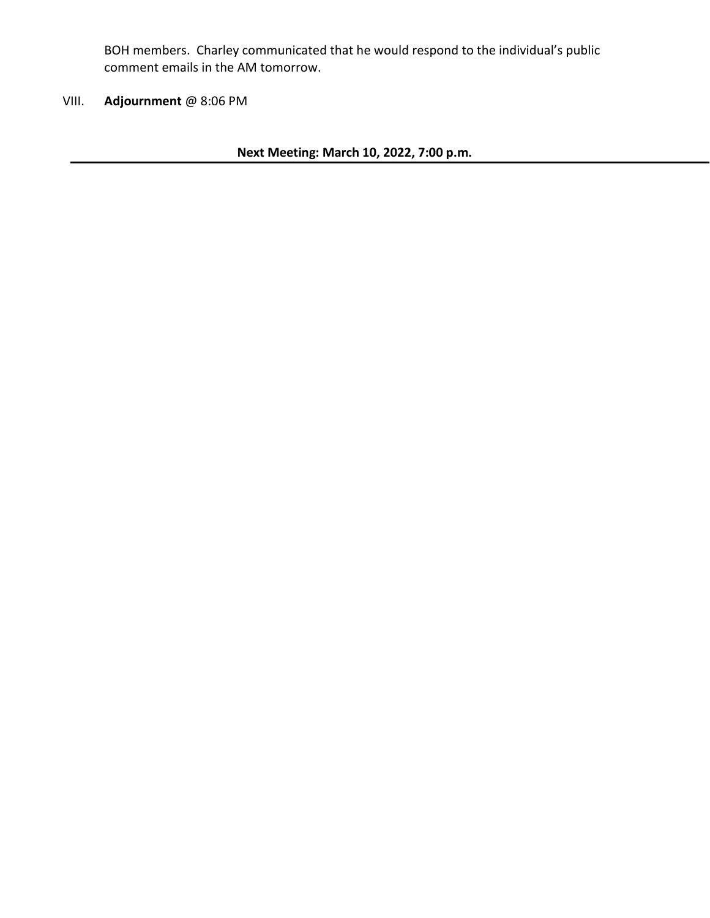BOH members. Charley communicated that he would respond to the individual's public comment emails in the AM tomorrow.

VIII. **Adjournment** @ 8:06 PM

**Next Meeting: March 10, 2022, 7:00 p.m.**